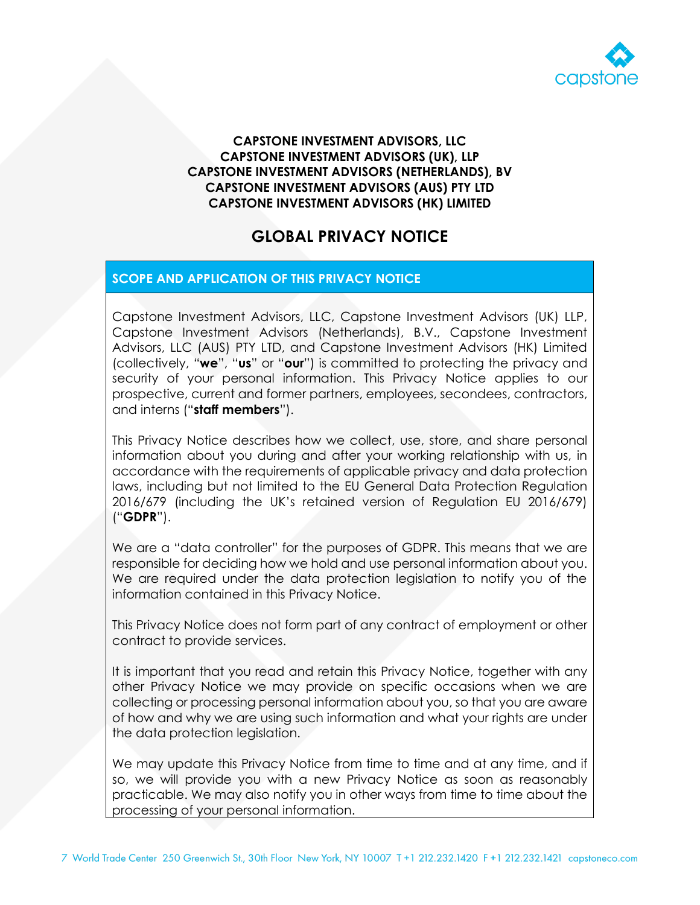**CAPSTONE INVESTMENT ADVISORS, LLC**
**CAPSTONE INVESTMENT ADVISORS (UK), LLP**
**CAPSTONE INVESTMENT ADVISORS (NETHERLANDS), BV**
**CAPSTONE INVESTMENT ADVISORS (AUS) PTY LTD**
**CAPSTONE INVESTMENT ADVISORS (HK) LIMITED**

# GLOBAL PRIVACY NOTICE

## SCOPE AND APPLICATION OF THIS PRIVACY NOTICE

Capstone Investment Advisors, LLC, Capstone Investment Advisors (UK) LLP, Capstone Investment Advisors (Netherlands), B.V., Capstone Investment Advisors, LLC (AUS) PTY LTD, and Capstone Investment Advisors (HK) Limited (collectively, "**we**", "**us**" or "**our**") is committed to protecting the privacy and security of your personal information. This Privacy Notice applies to our prospective, current and former partners, employees, secondees, contractors, and interns ("**staff members**").

This Privacy Notice describes how we collect, use, store, and share personal information about you during and after your working relationship with us, in accordance with the requirements of applicable privacy and data protection laws, including but not limited to the EU General Data Protection Regulation 2016/679 (including the UK's retained version of Regulation EU 2016/679) ("**GDPR**").

We are a "data controller" for the purposes of GDPR. This means that we are responsible for deciding how we hold and use personal information about you. We are required under the data protection legislation to notify you of the information contained in this Privacy Notice.

This Privacy Notice does not form part of any contract of employment or other contract to provide services.

It is important that you read and retain this Privacy Notice, together with any other Privacy Notice we may provide on specific occasions when we are collecting or processing personal information about you, so that you are aware of how and why we are using such information and what your rights are under the data protection legislation.

We may update this Privacy Notice from time to time and at any time, and if so, we will provide you with a new Privacy Notice as soon as reasonably practicable. We may also notify you in other ways from time to time about the processing of your personal information.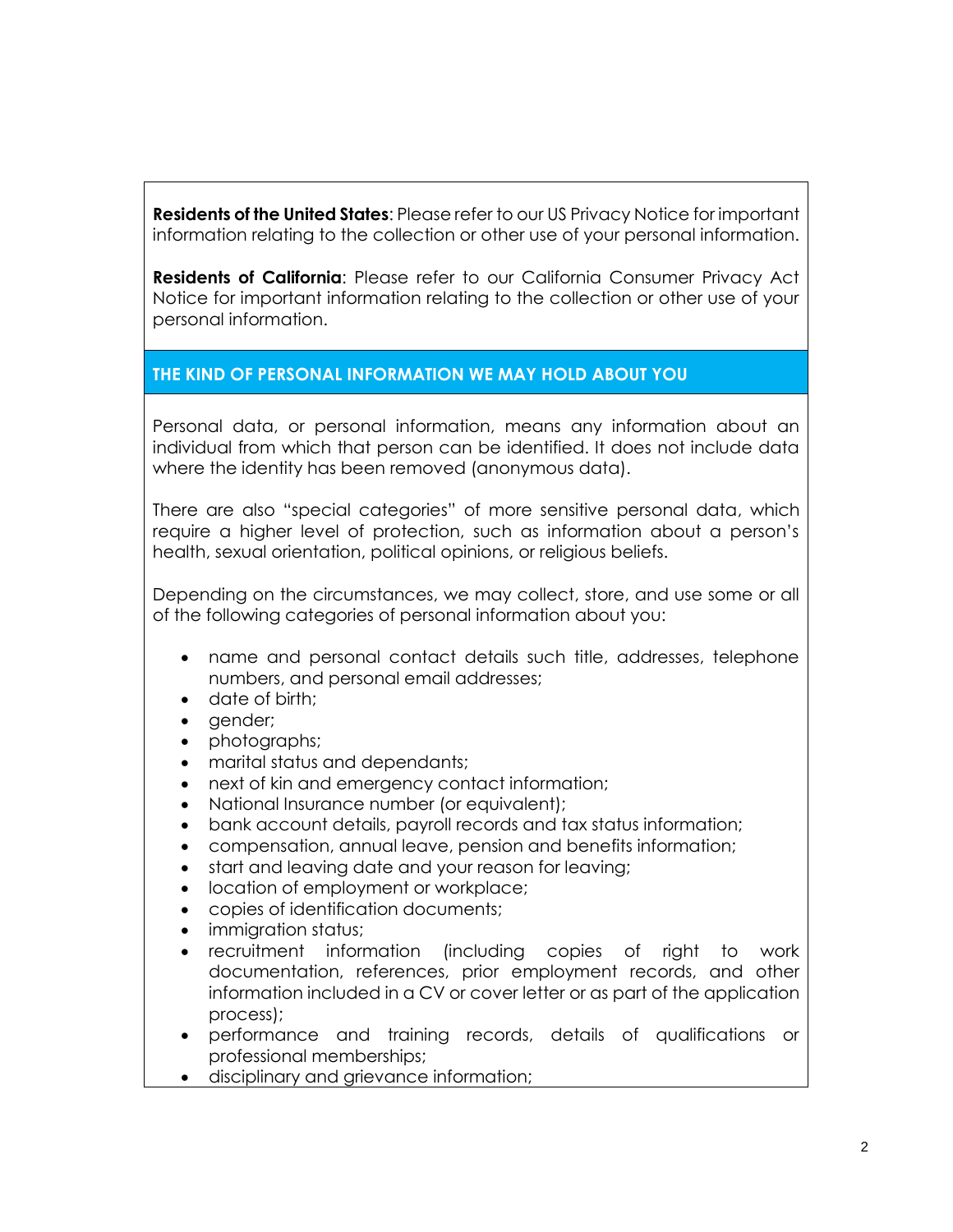**Residents of the United States**: Please refer to our US Privacy Notice for important information relating to the collection or other use of your personal information.

**Residents of California**: Please refer to our California Consumer Privacy Act Notice for important information relating to the collection or other use of your personal information.

## THE KIND OF PERSONAL INFORMATION WE MAY HOLD ABOUT YOU

Personal data, or personal information, means any information about an individual from which that person can be identified. It does not include data where the identity has been removed (anonymous data).

There are also "special categories" of more sensitive personal data, which require a higher level of protection, such as information about a person's health, sexual orientation, political opinions, or religious beliefs.

Depending on the circumstances, we may collect, store, and use some or all of the following categories of personal information about you:

- name and personal contact details such title, addresses, telephone numbers, and personal email addresses;
- date of birth;
- gender;
- photographs;
- marital status and dependants;
- next of kin and emergency contact information;
- National Insurance number (or equivalent);
- bank account details, payroll records and tax status information;
- compensation, annual leave, pension and benefits information;
- start and leaving date and your reason for leaving;
- location of employment or workplace;
- copies of identification documents;
- immigration status;
- recruitment information (including copies of right to work documentation, references, prior employment records, and other information included in a CV or cover letter or as part of the application process);
- performance and training records, details of qualifications or professional memberships;
- disciplinary and grievance information;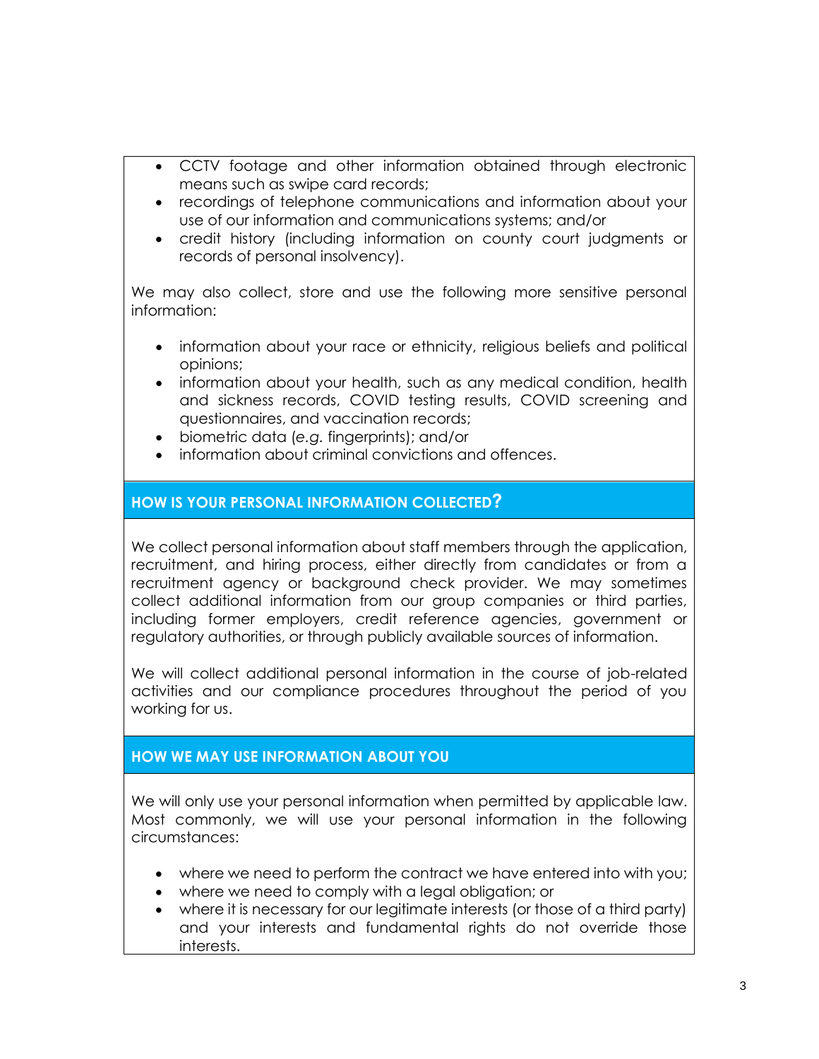- CCTV footage and other information obtained through electronic means such as swipe card records;
- recordings of telephone communications and information about your use of our information and communications systems; and/or
- credit history (including information on county court judgments or records of personal insolvency).

We may also collect, store and use the following more sensitive personal information:

- information about your race or ethnicity, religious beliefs and political opinions;
- information about your health, such as any medical condition, health and sickness records, COVID testing results, COVID screening and questionnaires, and vaccination records;
- biometric data (*e.g.* fingerprints); and/or
- information about criminal convictions and offences.

## HOW IS YOUR PERSONAL INFORMATION COLLECTED?

We collect personal information about staff members through the application, recruitment, and hiring process, either directly from candidates or from a recruitment agency or background check provider. We may sometimes collect additional information from our group companies or third parties, including former employers, credit reference agencies, government or regulatory authorities, or through publicly available sources of information.

We will collect additional personal information in the course of job-related activities and our compliance procedures throughout the period of you working for us.

## HOW WE MAY USE INFORMATION ABOUT YOU

We will only use your personal information when permitted by applicable law. Most commonly, we will use your personal information in the following circumstances:

- where we need to perform the contract we have entered into with you;
- where we need to comply with a legal obligation; or
- where it is necessary for our legitimate interests (or those of a third party) and your interests and fundamental rights do not override those interests.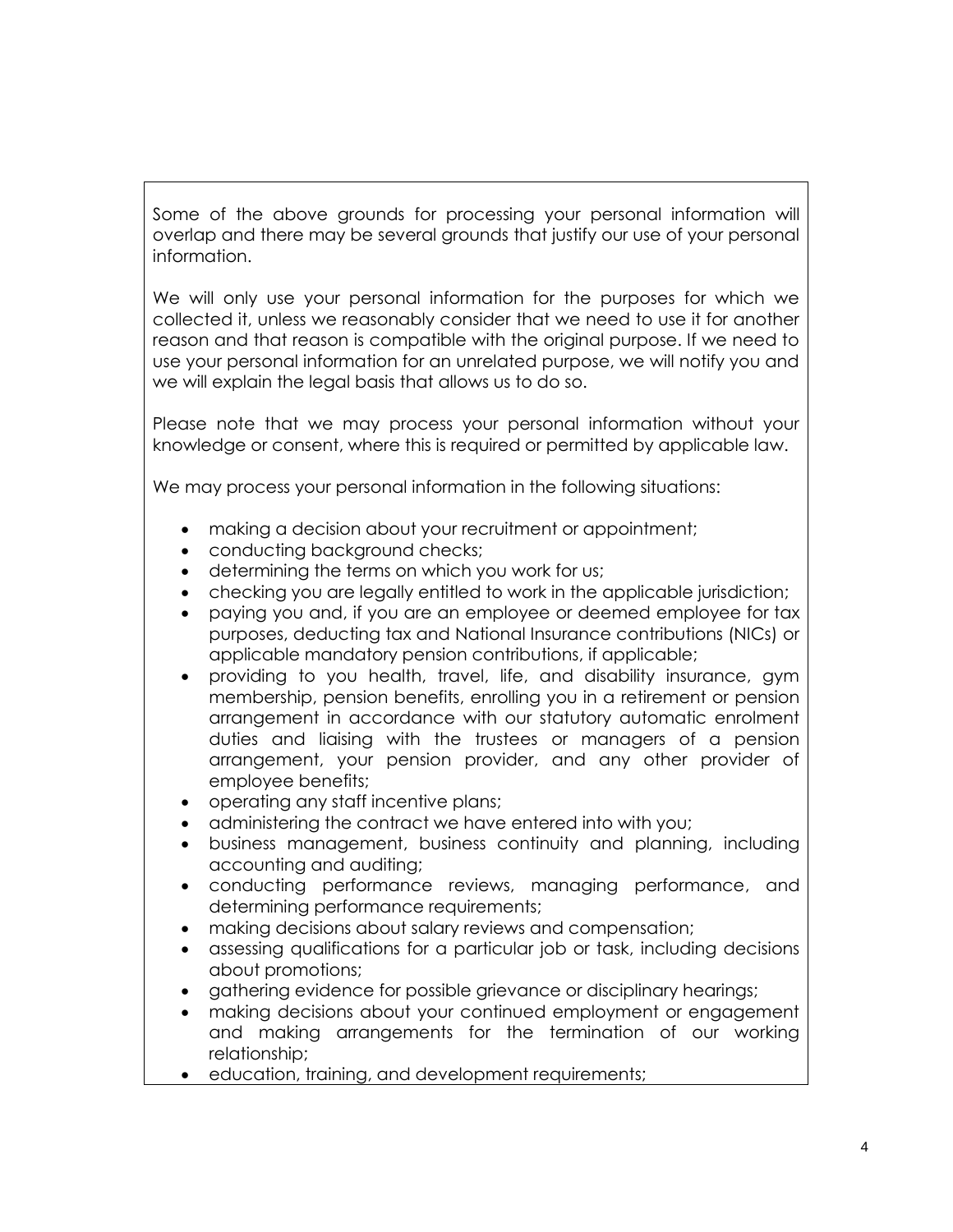Some of the above grounds for processing your personal information will overlap and there may be several grounds that justify our use of your personal information.

We will only use your personal information for the purposes for which we collected it, unless we reasonably consider that we need to use it for another reason and that reason is compatible with the original purpose. If we need to use your personal information for an unrelated purpose, we will notify you and we will explain the legal basis that allows us to do so.

Please note that we may process your personal information without your knowledge or consent, where this is required or permitted by applicable law.

We may process your personal information in the following situations:

- making a decision about your recruitment or appointment;
- conducting background checks;
- determining the terms on which you work for us;
- checking you are legally entitled to work in the applicable jurisdiction;
- paying you and, if you are an employee or deemed employee for tax purposes, deducting tax and National Insurance contributions (NICs) or applicable mandatory pension contributions, if applicable;
- providing to you health, travel, life, and disability insurance, gym membership, pension benefits, enrolling you in a retirement or pension arrangement in accordance with our statutory automatic enrolment duties and liaising with the trustees or managers of a pension arrangement, your pension provider, and any other provider of employee benefits;
- operating any staff incentive plans;
- administering the contract we have entered into with you;
- business management, business continuity and planning, including accounting and auditing;
- conducting performance reviews, managing performance, and determining performance requirements;
- making decisions about salary reviews and compensation;
- assessing qualifications for a particular job or task, including decisions about promotions;
- gathering evidence for possible grievance or disciplinary hearings;
- making decisions about your continued employment or engagement and making arrangements for the termination of our working relationship;
- education, training, and development requirements;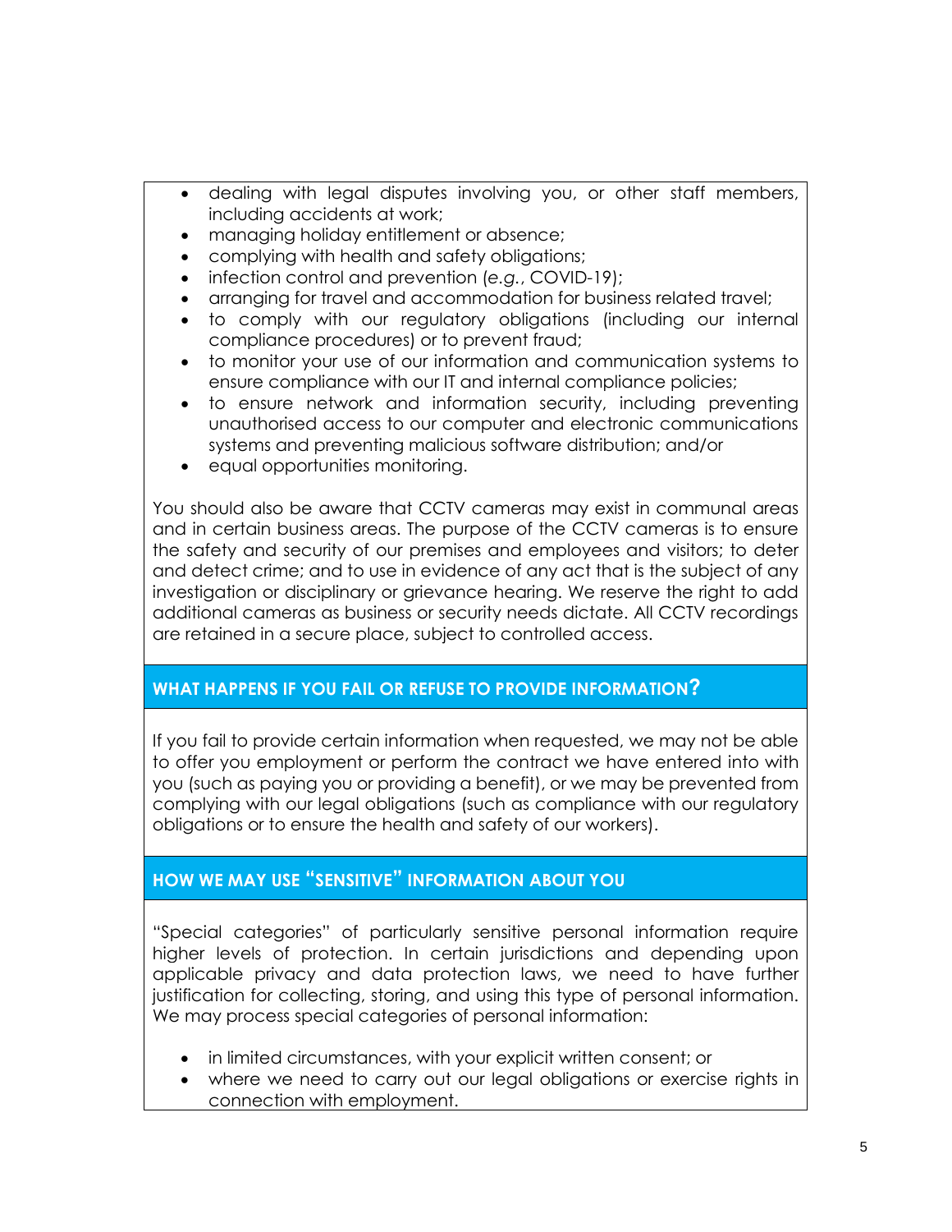- dealing with legal disputes involving you, or other staff members, including accidents at work;
- managing holiday entitlement or absence;
- complying with health and safety obligations;
- infection control and prevention (*e.g.*, COVID-19);
- arranging for travel and accommodation for business related travel;
- to comply with our regulatory obligations (including our internal compliance procedures) or to prevent fraud;
- to monitor your use of our information and communication systems to ensure compliance with our IT and internal compliance policies;
- to ensure network and information security, including preventing unauthorised access to our computer and electronic communications systems and preventing malicious software distribution; and/or
- equal opportunities monitoring.

You should also be aware that CCTV cameras may exist in communal areas and in certain business areas. The purpose of the CCTV cameras is to ensure the safety and security of our premises and employees and visitors; to deter and detect crime; and to use in evidence of any act that is the subject of any investigation or disciplinary or grievance hearing. We reserve the right to add additional cameras as business or security needs dictate. All CCTV recordings are retained in a secure place, subject to controlled access.

## WHAT HAPPENS IF YOU FAIL OR REFUSE TO PROVIDE INFORMATION?

If you fail to provide certain information when requested, we may not be able to offer you employment or perform the contract we have entered into with you (such as paying you or providing a benefit), or we may be prevented from complying with our legal obligations (such as compliance with our regulatory obligations or to ensure the health and safety of our workers).

## HOW WE MAY USE "SENSITIVE" INFORMATION ABOUT YOU

"Special categories" of particularly sensitive personal information require higher levels of protection. In certain jurisdictions and depending upon applicable privacy and data protection laws, we need to have further justification for collecting, storing, and using this type of personal information. We may process special categories of personal information:

- in limited circumstances, with your explicit written consent; or
- where we need to carry out our legal obligations or exercise rights in connection with employment.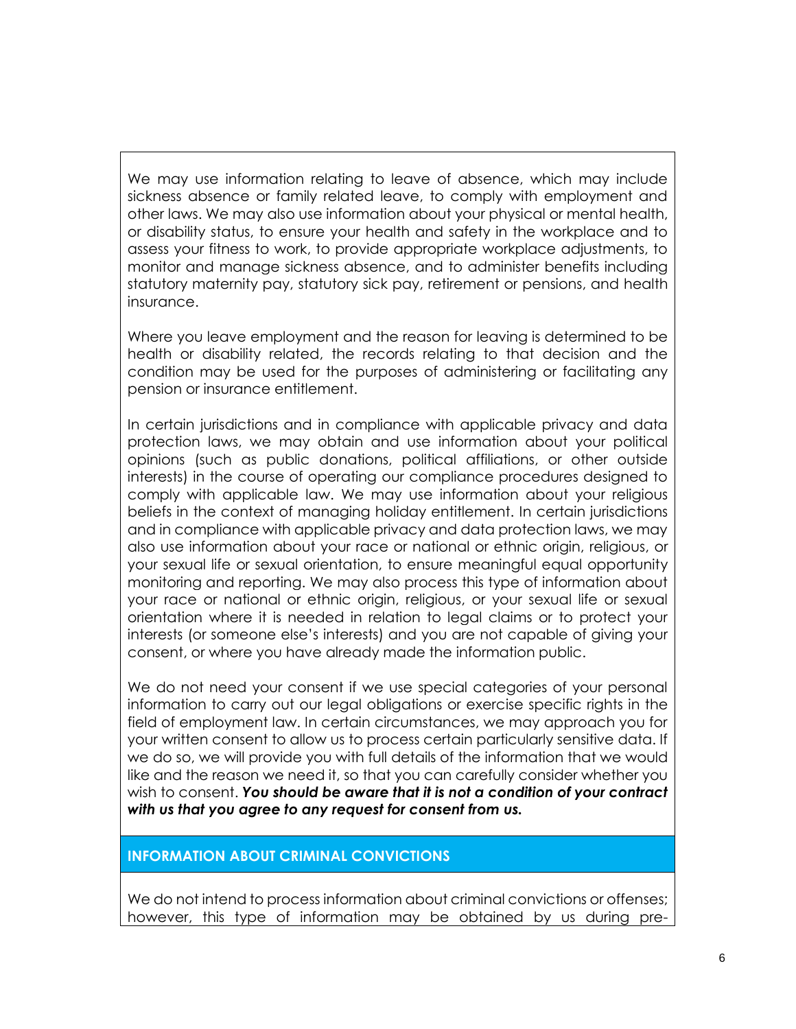We may use information relating to leave of absence, which may include sickness absence or family related leave, to comply with employment and other laws. We may also use information about your physical or mental health, or disability status, to ensure your health and safety in the workplace and to assess your fitness to work, to provide appropriate workplace adjustments, to monitor and manage sickness absence, and to administer benefits including statutory maternity pay, statutory sick pay, retirement or pensions, and health insurance.

Where you leave employment and the reason for leaving is determined to be health or disability related, the records relating to that decision and the condition may be used for the purposes of administering or facilitating any pension or insurance entitlement.

In certain jurisdictions and in compliance with applicable privacy and data protection laws, we may obtain and use information about your political opinions (such as public donations, political affiliations, or other outside interests) in the course of operating our compliance procedures designed to comply with applicable law. We may use information about your religious beliefs in the context of managing holiday entitlement. In certain jurisdictions and in compliance with applicable privacy and data protection laws, we may also use information about your race or national or ethnic origin, religious, or your sexual life or sexual orientation, to ensure meaningful equal opportunity monitoring and reporting. We may also process this type of information about your race or national or ethnic origin, religious, or your sexual life or sexual orientation where it is needed in relation to legal claims or to protect your interests (or someone else's interests) and you are not capable of giving your consent, or where you have already made the information public.

We do not need your consent if we use special categories of your personal information to carry out our legal obligations or exercise specific rights in the field of employment law. In certain circumstances, we may approach you for your written consent to allow us to process certain particularly sensitive data. If we do so, we will provide you with full details of the information that we would like and the reason we need it, so that you can carefully consider whether you wish to consent. ***You should be aware that it is not a condition of your contract with us that you agree to any request for consent from us.***

## INFORMATION ABOUT CRIMINAL CONVICTIONS

We do not intend to process information about criminal convictions or offenses; however, this type of information may be obtained by us during pre-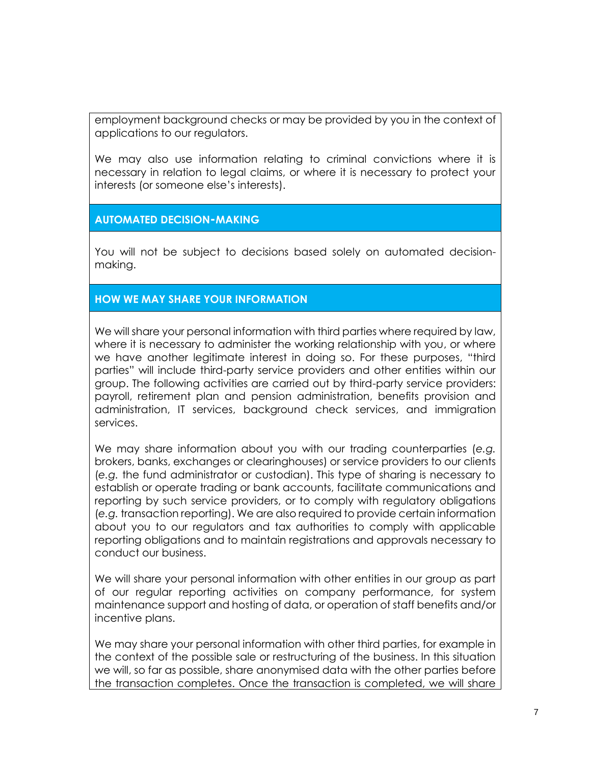employment background checks or may be provided by you in the context of applications to our regulators.

We may also use information relating to criminal convictions where it is necessary in relation to legal claims, or where it is necessary to protect your interests (or someone else's interests).

## AUTOMATED DECISION-MAKING

You will not be subject to decisions based solely on automated decision-making.

## HOW WE MAY SHARE YOUR INFORMATION

We will share your personal information with third parties where required by law, where it is necessary to administer the working relationship with you, or where we have another legitimate interest in doing so. For these purposes, "third parties" will include third-party service providers and other entities within our group. The following activities are carried out by third-party service providers: payroll, retirement plan and pension administration, benefits provision and administration, IT services, background check services, and immigration services.

We may share information about you with our trading counterparties (*e.g.* brokers, banks, exchanges or clearinghouses) or service providers to our clients (*e.g.* the fund administrator or custodian). This type of sharing is necessary to establish or operate trading or bank accounts, facilitate communications and reporting by such service providers, or to comply with regulatory obligations (*e.g.* transaction reporting). We are also required to provide certain information about you to our regulators and tax authorities to comply with applicable reporting obligations and to maintain registrations and approvals necessary to conduct our business.

We will share your personal information with other entities in our group as part of our regular reporting activities on company performance, for system maintenance support and hosting of data, or operation of staff benefits and/or incentive plans.

We may share your personal information with other third parties, for example in the context of the possible sale or restructuring of the business. In this situation we will, so far as possible, share anonymised data with the other parties before the transaction completes. Once the transaction is completed, we will share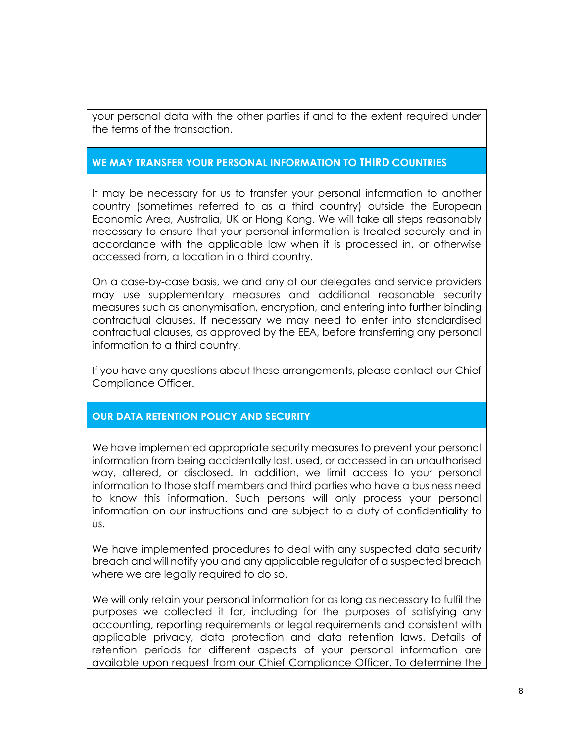your personal data with the other parties if and to the extent required under the terms of the transaction.

## WE MAY TRANSFER YOUR PERSONAL INFORMATION TO THIRD COUNTRIES

It may be necessary for us to transfer your personal information to another country (sometimes referred to as a third country) outside the European Economic Area, Australia, UK or Hong Kong. We will take all steps reasonably necessary to ensure that your personal information is treated securely and in accordance with the applicable law when it is processed in, or otherwise accessed from, a location in a third country.

On a case-by-case basis, we and any of our delegates and service providers may use supplementary measures and additional reasonable security measures such as anonymisation, encryption, and entering into further binding contractual clauses. If necessary we may need to enter into standardised contractual clauses, as approved by the EEA, before transferring any personal information to a third country.

If you have any questions about these arrangements, please contact our Chief Compliance Officer.

## OUR DATA RETENTION POLICY AND SECURITY

We have implemented appropriate security measures to prevent your personal information from being accidentally lost, used, or accessed in an unauthorised way, altered, or disclosed. In addition, we limit access to your personal information to those staff members and third parties who have a business need to know this information. Such persons will only process your personal information on our instructions and are subject to a duty of confidentiality to us.

We have implemented procedures to deal with any suspected data security breach and will notify you and any applicable regulator of a suspected breach where we are legally required to do so.

We will only retain your personal information for as long as necessary to fulfil the purposes we collected it for, including for the purposes of satisfying any accounting, reporting requirements or legal requirements and consistent with applicable privacy, data protection and data retention laws. Details of retention periods for different aspects of your personal information are available upon request from our Chief Compliance Officer. To determine the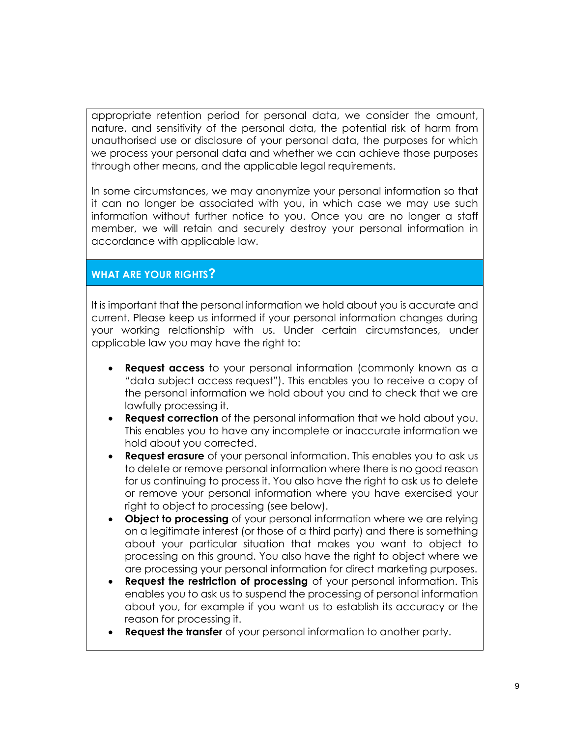appropriate retention period for personal data, we consider the amount, nature, and sensitivity of the personal data, the potential risk of harm from unauthorised use or disclosure of your personal data, the purposes for which we process your personal data and whether we can achieve those purposes through other means, and the applicable legal requirements.

In some circumstances, we may anonymize your personal information so that it can no longer be associated with you, in which case we may use such information without further notice to you. Once you are no longer a staff member, we will retain and securely destroy your personal information in accordance with applicable law.

## WHAT ARE YOUR RIGHTS?

It is important that the personal information we hold about you is accurate and current. Please keep us informed if your personal information changes during your working relationship with us. Under certain circumstances, under applicable law you may have the right to:

- **Request access** to your personal information (commonly known as a "data subject access request"). This enables you to receive a copy of the personal information we hold about you and to check that we are lawfully processing it.
- **Request correction** of the personal information that we hold about you. This enables you to have any incomplete or inaccurate information we hold about you corrected.
- **Request erasure** of your personal information. This enables you to ask us to delete or remove personal information where there is no good reason for us continuing to process it. You also have the right to ask us to delete or remove your personal information where you have exercised your right to object to processing (see below).
- **Object to processing** of your personal information where we are relying on a legitimate interest (or those of a third party) and there is something about your particular situation that makes you want to object to processing on this ground. You also have the right to object where we are processing your personal information for direct marketing purposes.
- **Request the restriction of processing** of your personal information. This enables you to ask us to suspend the processing of personal information about you, for example if you want us to establish its accuracy or the reason for processing it.
- **Request the transfer** of your personal information to another party.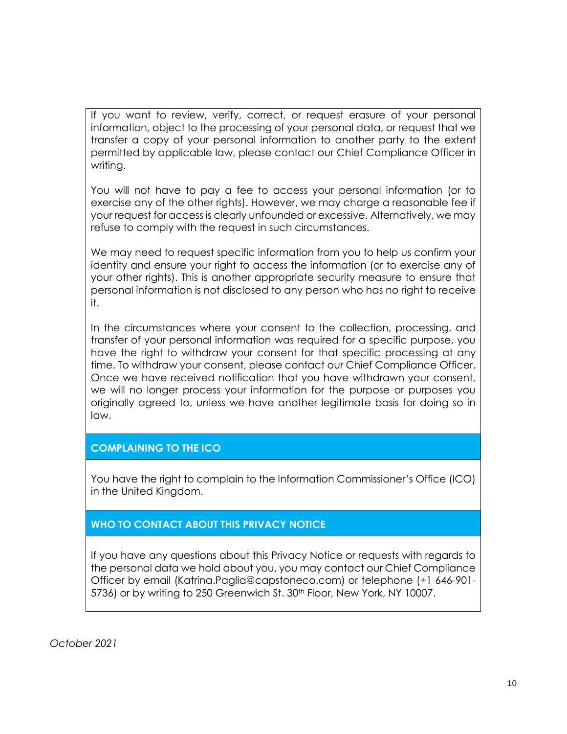If you want to review, verify, correct, or request erasure of your personal information, object to the processing of your personal data, or request that we transfer a copy of your personal information to another party to the extent permitted by applicable law, please contact our Chief Compliance Officer in writing.

You will not have to pay a fee to access your personal information (or to exercise any of the other rights). However, we may charge a reasonable fee if your request for access is clearly unfounded or excessive. Alternatively, we may refuse to comply with the request in such circumstances.

We may need to request specific information from you to help us confirm your identity and ensure your right to access the information (or to exercise any of your other rights). This is another appropriate security measure to ensure that personal information is not disclosed to any person who has no right to receive it.

In the circumstances where your consent to the collection, processing, and transfer of your personal information was required for a specific purpose, you have the right to withdraw your consent for that specific processing at any time. To withdraw your consent, please contact our Chief Compliance Officer. Once we have received notification that you have withdrawn your consent, we will no longer process your information for the purpose or purposes you originally agreed to, unless we have another legitimate basis for doing so in law.

## COMPLAINING TO THE ICO

You have the right to complain to the Information Commissioner's Office (ICO) in the United Kingdom.

## WHO TO CONTACT ABOUT THIS PRIVACY NOTICE

If you have any questions about this Privacy Notice or requests with regards to the personal data we hold about you, you may contact our Chief Compliance Officer by email (Katrina.Paglia@capstoneco.com) or telephone (+1 646-901-5736) or by writing to 250 Greenwich St. 30th Floor, New York, NY 10007.

*October 2021*